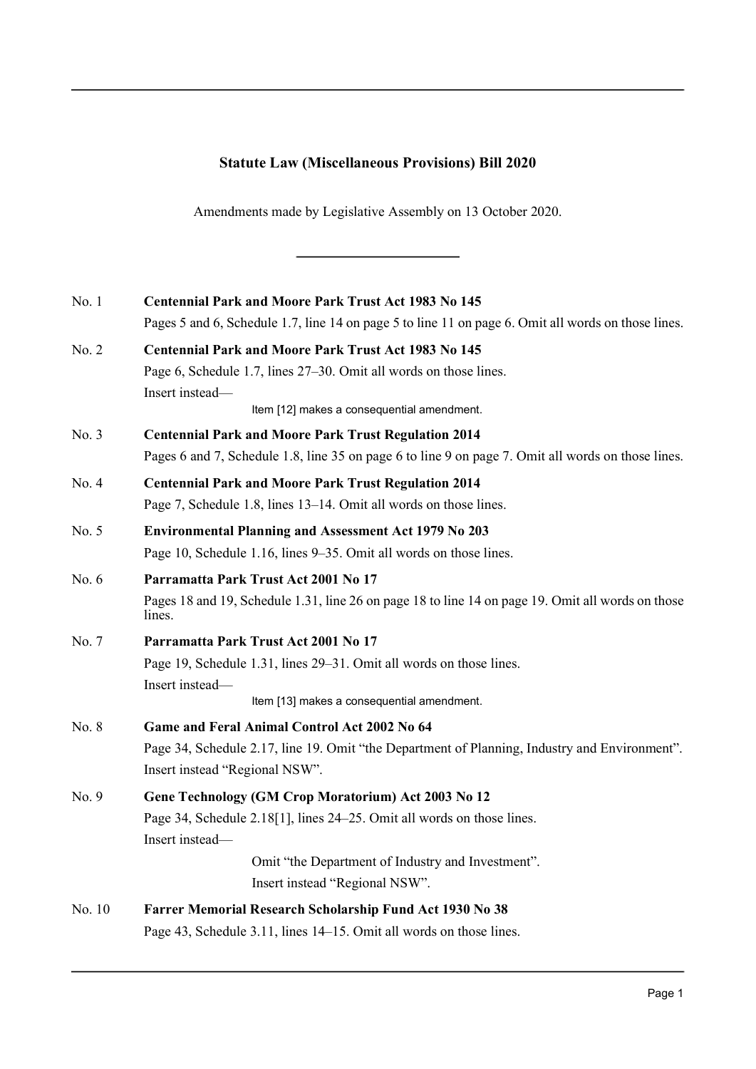# Statute Law (Miscellaneous Provisions) Bill 2020

Amendments made by Legislative Assembly on 13 October 2020.

---

**No. 1 Centennial Park and Moore Park Trust Act 1983 No 145**

Pages 5 and 6, Schedule 1.7, line 14 on page 5 to line 11 on page 6. Omit all words on those lines.

**No. 2 Centennial Park and Moore Park Trust Act 1983 No 145**

Page 6, Schedule 1.7, lines 27–30. Omit all words on those lines.

Insert instead—

Item [12] makes a consequential amendment.

**No. 3 Centennial Park and Moore Park Trust Regulation 2014**

Pages 6 and 7, Schedule 1.8, line 35 on page 6 to line 9 on page 7. Omit all words on those lines.

**No. 4 Centennial Park and Moore Park Trust Regulation 2014**

Page 7, Schedule 1.8, lines 13–14. Omit all words on those lines.

**No. 5 Environmental Planning and Assessment Act 1979 No 203**

Page 10, Schedule 1.16, lines 9–35. Omit all words on those lines.

**No. 6 Parramatta Park Trust Act 2001 No 17**

Pages 18 and 19, Schedule 1.31, line 26 on page 18 to line 14 on page 19. Omit all words on those lines.

**No. 7 Parramatta Park Trust Act 2001 No 17**

Page 19, Schedule 1.31, lines 29–31. Omit all words on those lines.

Insert instead—

Item [13] makes a consequential amendment.

**No. 8 Game and Feral Animal Control Act 2002 No 64**

Page 34, Schedule 2.17, line 19. Omit "the Department of Planning, Industry and Environment".

Insert instead "Regional NSW".

**No. 9 Gene Technology (GM Crop Moratorium) Act 2003 No 12**

Page 34, Schedule 2.18[1], lines 24–25. Omit all words on those lines.

Insert instead—

Omit "the Department of Industry and Investment".

Insert instead "Regional NSW".

**No. 10 Farrer Memorial Research Scholarship Fund Act 1930 No 38**

Page 43, Schedule 3.11, lines 14–15. Omit all words on those lines.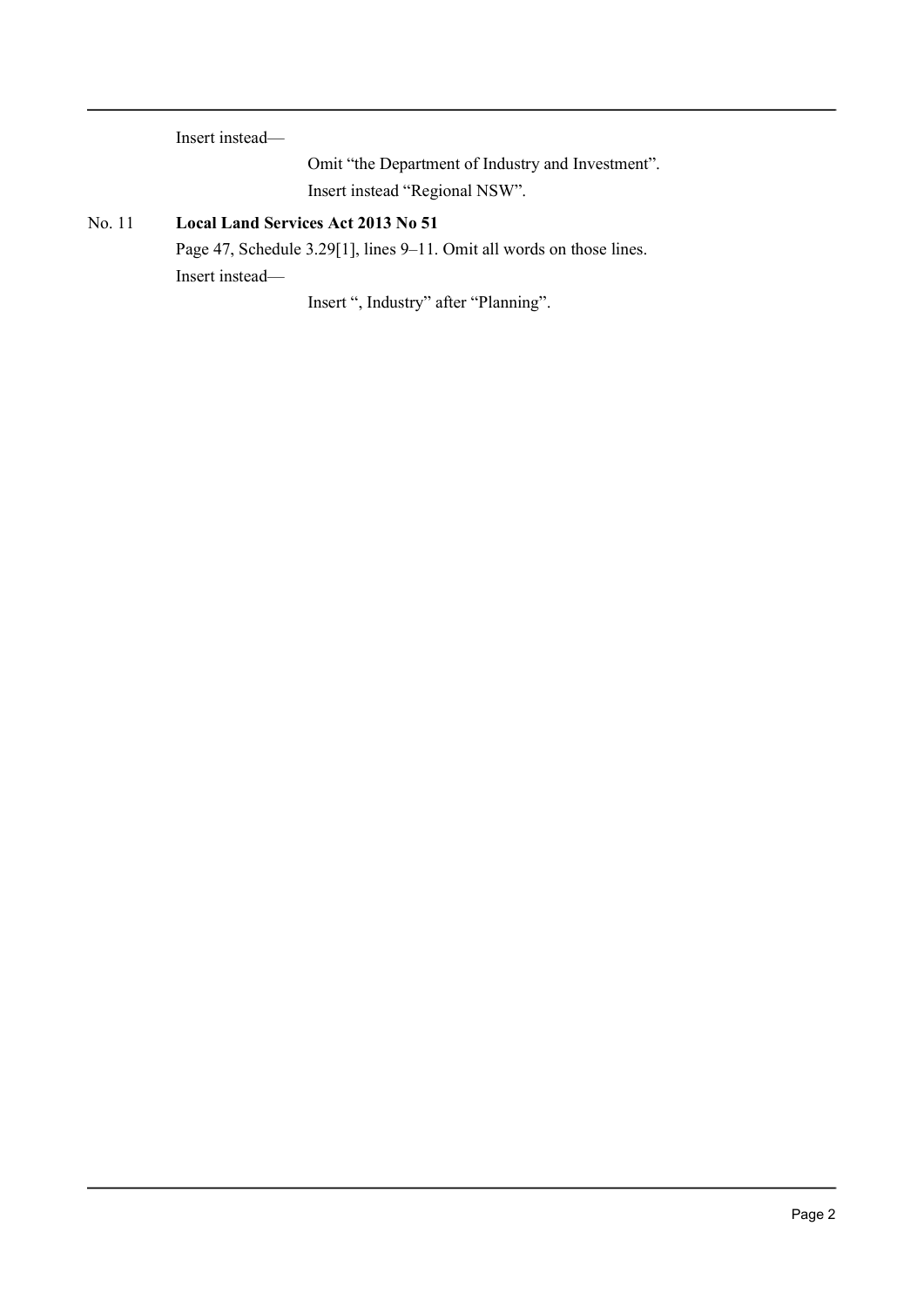Insert instead—

> Omit “the Department of Industry and Investment”.
>
> Insert instead “Regional NSW”.

No. 11 **Local Land Services Act 2013 No 51**

Page 47, Schedule 3.29[1], lines 9–11. Omit all words on those lines.

Insert instead—

> Insert “, Industry” after “Planning”.